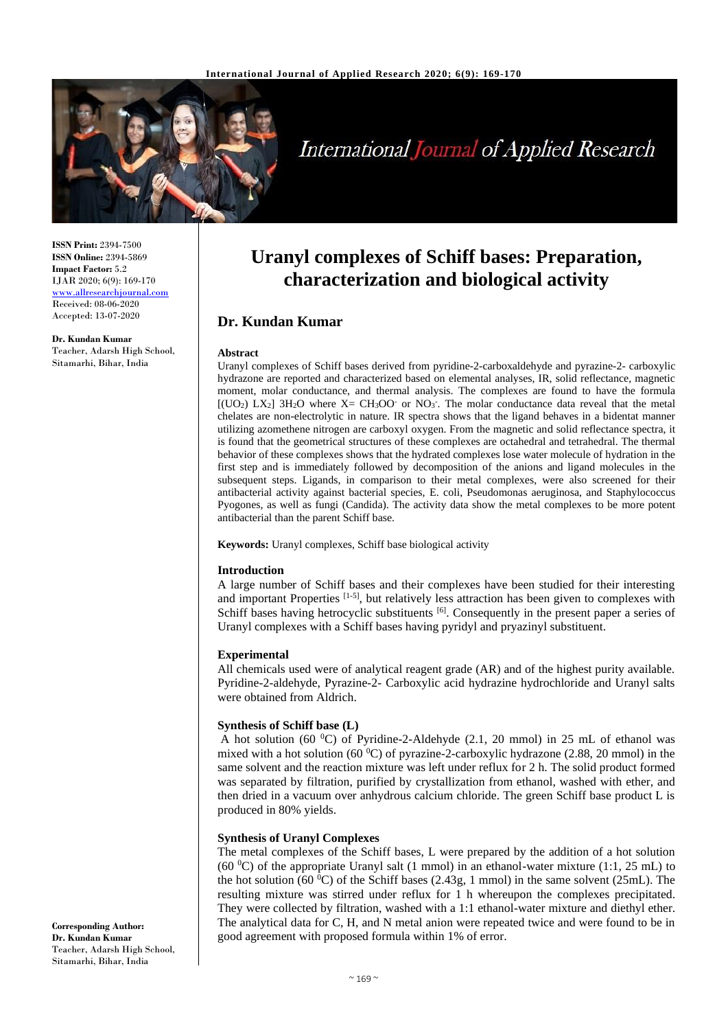**ISSN Print:** 2394-7500
**ISSN Online:** 2394-5869
**Impact Factor:** 5.2
IJAR 2020; 6(9): 169-170
www.allresearchjournal.com
Received: 08-06-2020
Accepted: 13-07-2020

**Dr. Kundan Kumar**
Teacher, Adarsh High School, Sitamarhi, Bihar, India

**Corresponding Author:**
**Dr. Kundan Kumar**
Teacher, Adarsh High School, Sitamarhi, Bihar, India

# Uranyl complexes of Schiff bases: Preparation, characterization and biological activity

## Dr. Kundan Kumar

### Abstract

Uranyl complexes of Schiff bases derived from pyridine-2-carboxaldehyde and pyrazine-2- carboxylic hydrazone are reported and characterized based on elemental analyses, IR, solid reflectance, magnetic moment, molar conductance, and thermal analysis. The complexes are found to have the formula $[(UO_2) LX_2]$ $3H_2O$ where X= $CH_3OO^-$ or $NO_3^-$. The molar conductance data reveal that the metal chelates are non-electrolytic in nature. IR spectra shows that the ligand behaves in a bidentat manner utilizing azomethene nitrogen are carboxyl oxygen. From the magnetic and solid reflectance spectra, it is found that the geometrical structures of these complexes are octahedral and tetrahedral. The thermal behavior of these complexes shows that the hydrated complexes lose water molecule of hydration in the first step and is immediately followed by decomposition of the anions and ligand molecules in the subsequent steps. Ligands, in comparison to their metal complexes, were also screened for their antibacterial activity against bacterial species, E. coli, Pseudomonas aeruginosa, and Staphylococcus Pyogones, as well as fungi (Candida). The activity data show the metal complexes to be more potent antibacterial than the parent Schiff base.

**Keywords:** Uranyl complexes, Schiff base biological activity

### Introduction

A large number of Schiff bases and their complexes have been studied for their interesting and important Properties [1-5], but relatively less attraction has been given to complexes with Schiff bases having hetrocyclic substituents [6]. Consequently in the present paper a series of Uranyl complexes with a Schiff bases having pyridyl and pryazinyl substituent.

### Experimental

All chemicals used were of analytical reagent grade (AR) and of the highest purity available. Pyridine-2-aldehyde, Pyrazine-2- Carboxylic acid hydrazine hydrochloride and Uranyl salts were obtained from Aldrich.

### Synthesis of Schiff base (L)

A hot solution (60 $^0$C) of Pyridine-2-Aldehyde (2.1, 20 mmol) in 25 mL of ethanol was mixed with a hot solution (60 $^0$C) of pyrazine-2-carboxylic hydrazone (2.88, 20 mmol) in the same solvent and the reaction mixture was left under reflux for 2 h. The solid product formed was separated by filtration, purified by crystallization from ethanol, washed with ether, and then dried in a vacuum over anhydrous calcium chloride. The green Schiff base product L is produced in 80% yields.

### Synthesis of Uranyl Complexes

The metal complexes of the Schiff bases, L were prepared by the addition of a hot solution (60 $^0$C) of the appropriate Uranyl salt (1 mmol) in an ethanol-water mixture (1:1, 25 mL) to the hot solution (60 $^0$C) of the Schiff bases (2.43g, 1 mmol) in the same solvent (25mL). The resulting mixture was stirred under reflux for 1 h whereupon the complexes precipitated. They were collected by filtration, washed with a 1:1 ethanol-water mixture and diethyl ether. The analytical data for C, H, and N metal anion were repeated twice and were found to be in good agreement with proposed formula within 1% of error.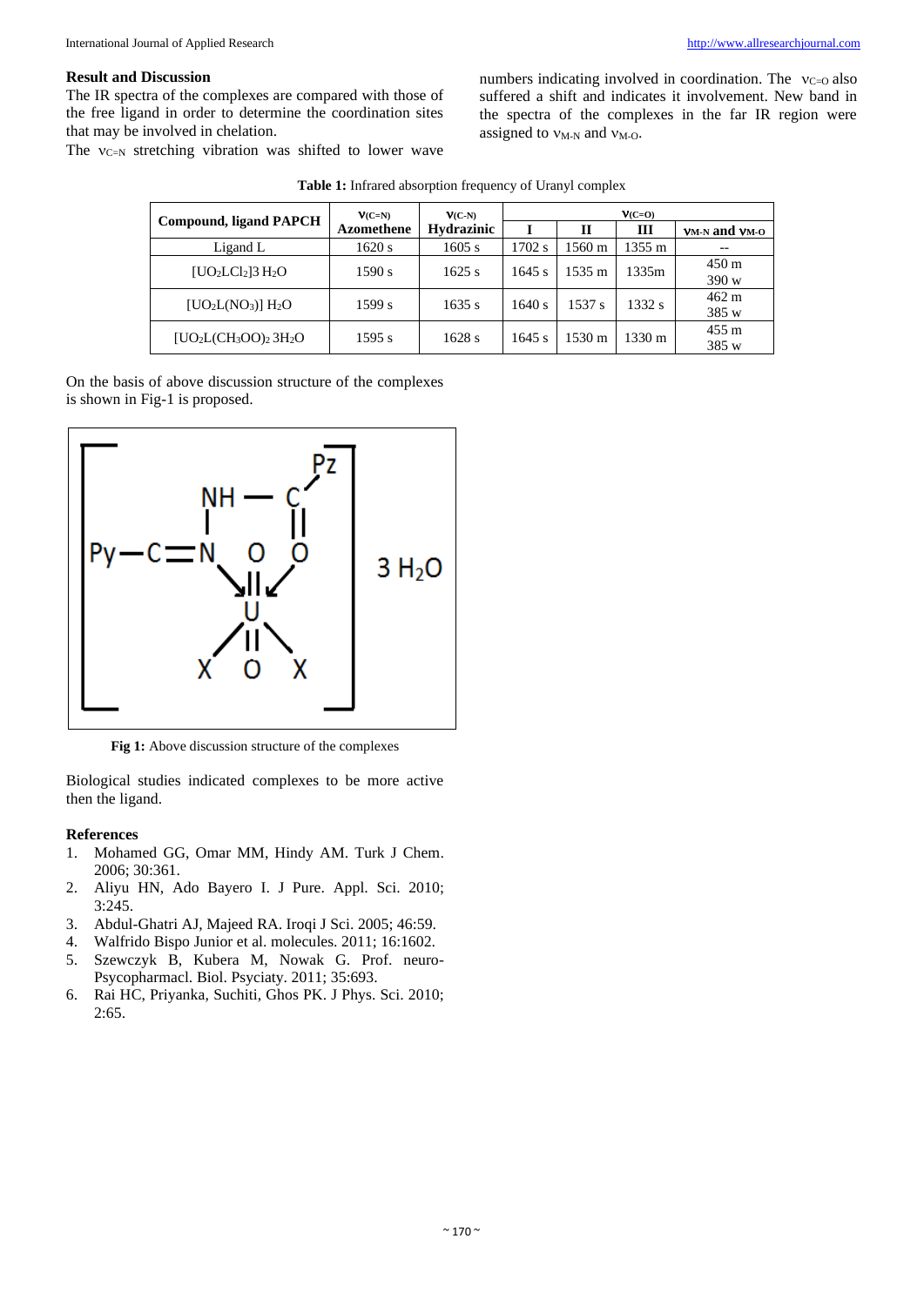## Result and Discussion

The IR spectra of the complexes are compared with those of the free ligand in order to determine the coordination sites that may be involved in chelation.

The $\nu_{C=N}$ stretching vibration was shifted to lower wave numbers indicating involved in coordination. The $\nu_{C=O}$ also suffered a shift and indicates it involvement. New band in the spectra of the complexes in the far IR region were assigned to $\nu_{M-N}$ and $\nu_{M-O}$.

**Table 1:** Infrared absorption frequency of Uranyl complex

| Compound, ligand PAPCH | $\nu_{(C=N)}$ Azomethene | $\nu_{(C-N)}$ Hydrazinic | $\nu_{(C=O)}$ I | II | III | $\nu_{M-N}$ and $\nu_{M-O}$ |
|---|---|---|---|---|---|---|
| Ligand L | 1620 s | 1605 s | 1702 s | 1560 m | 1355 m | -- |
| $[UO_2LCl_2]3\,H_2O$ | 1590 s | 1625 s | 1645 s | 1535 m | 1335m | 450 m 390 w |
| $[UO_2L(NO_3)]\,H_2O$ | 1599 s | 1635 s | 1640 s | 1537 s | 1332 s | 462 m 385 w |
| $[UO_2L(CH_3OO)_2\,3H_2O$ | 1595 s | 1628 s | 1645 s | 1530 m | 1330 m | 455 m 385 w |

On the basis of above discussion structure of the complexes is shown in Fig-1 is proposed.

**Fig 1:** Above discussion structure of the complexes

Biological studies indicated complexes to be more active then the ligand.

## References

1. Mohamed GG, Omar MM, Hindy AM. Turk J Chem. 2006; 30:361.
2. Aliyu HN, Ado Bayero I. J Pure. Appl. Sci. 2010; 3:245.
3. Abdul-Ghatri AJ, Majeed RA. Iroqi J Sci. 2005; 46:59.
4. Walfrido Bispo Junior et al. molecules. 2011; 16:1602.
5. Szewczyk B, Kubera M, Nowak G. Prof. neuro-Psycopharmacl. Biol. Psyciaty. 2011; 35:693.
6. Rai HC, Priyanka, Suchiti, Ghos PK. J Phys. Sci. 2010; 2:65.